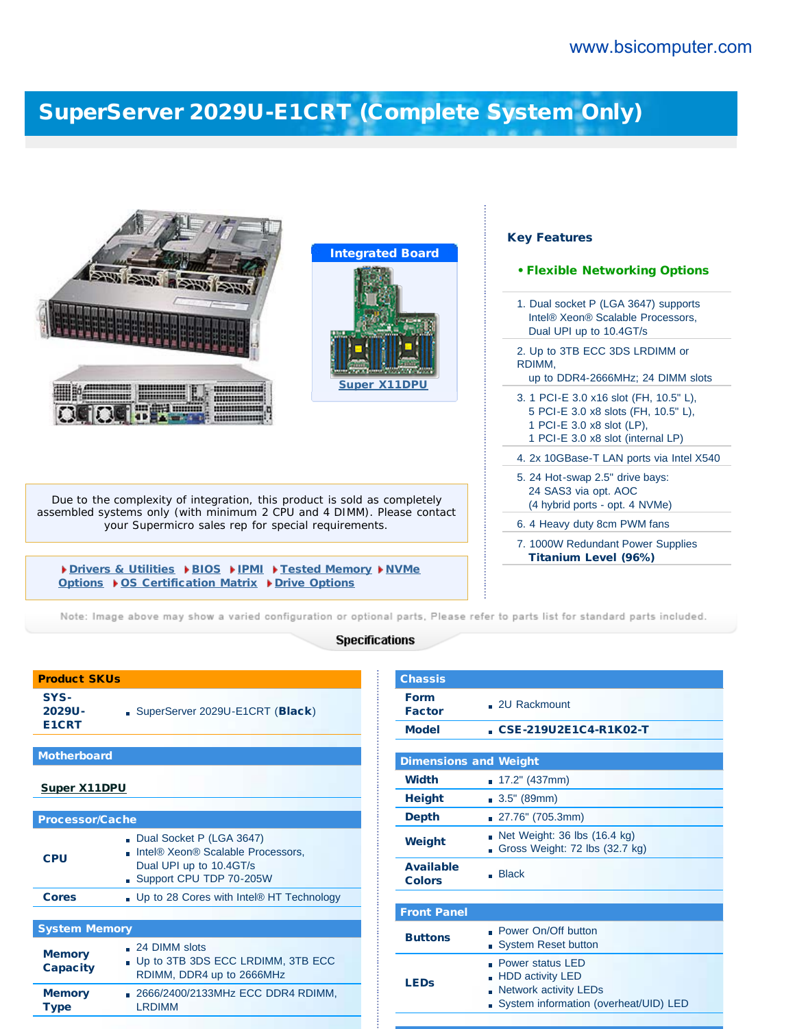www.bsicomputer.com

# SuperServer 2029U-E1CRT (Complete System Only)

**Integrated Board**

Super X11DPU

Due to the complexity of integration, this product is sold as completely assembled systems only (with minimum 2 CPU and 4 DIMM). Please contact your Supermicro sales rep for special requirements.

Drivers & Utilities | BIOS | IPMI | Tested Memory | NVMe Options | OS Certification Matrix | Drive Options

## Key Features

**• Flexible Networking Options**

1. Dual socket P (LGA 3647) supports Intel® Xeon® Scalable Processors, Dual UPI up to 10.4GT/s
2. Up to 3TB ECC 3DS LRDIMM or RDIMM, up to DDR4-2666MHz; 24 DIMM slots
3. 1 PCI-E 3.0 x16 slot (FH, 10.5" L), 5 PCI-E 3.0 x8 slots (FH, 10.5" L), 1 PCI-E 3.0 x8 slot (LP), 1 PCI-E 3.0 x8 slot (internal LP)
4. 2x 10GBase-T LAN ports via Intel X540
5. 24 Hot-swap 2.5" drive bays: 24 SAS3 via opt. AOC (4 hybrid ports - opt. 4 NVMe)
6. 4 Heavy duty 8cm PWM fans
7. 1000W Redundant Power Supplies **Titanium Level (96%)**

Note: Image above may show a varied configuration or optional parts, Please refer to parts list for standard parts included.

## Specifications

### Product SKUs

| | |
|---|---|
| **SYS-2029U-E1CRT** | SuperServer 2029U-E1CRT (**Black**) |

### Motherboard

**Super X11DPU**

### Processor/Cache

| | |
|---|---|
| **CPU** | Dual Socket P (LGA 3647)<br>Intel® Xeon® Scalable Processors, Dual UPI up to 10.4GT/s<br>Support CPU TDP 70-205W |
| **Cores** | Up to 28 Cores with Intel® HT Technology |

### System Memory

| | |
|---|---|
| **Memory Capacity** | 24 DIMM slots<br>Up to 3TB 3DS ECC LRDIMM, 3TB ECC RDIMM, DDR4 up to 2666MHz |
| **Memory Type** | 2666/2400/2133MHz ECC DDR4 RDIMM, LRDIMM |

### Chassis

| | |
|---|---|
| **Form Factor** | 2U Rackmount |
| **Model** | **CSE-219U2E1C4-R1K02-T** |

### Dimensions and Weight

| | |
|---|---|
| **Width** | 17.2" (437mm) |
| **Height** | 3.5" (89mm) |
| **Depth** | 27.76" (705.3mm) |
| **Weight** | Net Weight: 36 lbs (16.4 kg)<br>Gross Weight: 72 lbs (32.7 kg) |
| **Available Colors** | Black |

### Front Panel

| | |
|---|---|
| **Buttons** | Power On/Off button<br>System Reset button |
| **LEDs** | Power status LED<br>HDD activity LED<br>Network activity LEDs<br>System information (overheat/UID) LED |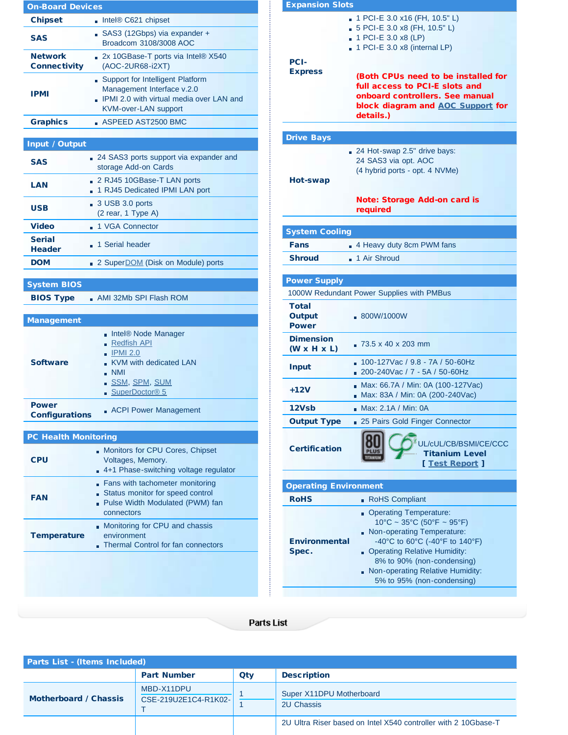## On-Board Devices

| | |
|---|---|
| **Chipset** | Intel® C621 chipset |
| **SAS** | SAS3 (12Gbps) via expander + Broadcom 3108/3008 AOC |
| **Network Connectivity** | 2x 10GBase-T ports via Intel® X540 (AOC-2UR68-i2XT) |
| **IPMI** | Support for Intelligent Platform Management Interface v.2.0<br>IPMI 2.0 with virtual media over LAN and KVM-over-LAN support |
| **Graphics** | ASPEED AST2500 BMC |

## Input / Output

| | |
|---|---|
| **SAS** | 24 SAS3 ports support via expander and storage Add-on Cards |
| **LAN** | 2 RJ45 10GBase-T LAN ports<br>1 RJ45 Dedicated IPMI LAN port |
| **USB** | 3 USB 3.0 ports (2 rear, 1 Type A) |
| **Video** | 1 VGA Connector |
| **Serial Header** | 1 Serial header |
| **DOM** | 2 SuperDOM (Disk on Module) ports |

## System BIOS

| | |
|---|---|
| **BIOS Type** | AMI 32Mb SPI Flash ROM |

## Management

| | |
|---|---|
| **Software** | Intel® Node Manager<br>Redfish API<br>IPMI 2.0<br>KVM with dedicated LAN<br>NMI<br>SSM, SPM, SUM<br>SuperDoctor® 5 |
| **Power Configurations** | ACPI Power Management |

## PC Health Monitoring

| | |
|---|---|
| **CPU** | Monitors for CPU Cores, Chipset Voltages, Memory.<br>4+1 Phase-switching voltage regulator |
| **FAN** | Fans with tachometer monitoring<br>Status monitor for speed control<br>Pulse Width Modulated (PWM) fan connectors |
| **Temperature** | Monitoring for CPU and chassis environment<br>Thermal Control for fan connectors |

## Expansion Slots

| | |
|---|---|
| **PCI-Express** | 1 PCI-E 3.0 x16 (FH, 10.5" L)<br>5 PCI-E 3.0 x8 (FH, 10.5" L)<br>1 PCI-E 3.0 x8 (LP)<br>1 PCI-E 3.0 x8 (internal LP)<br><br>**(Both CPUs need to be installed for full access to PCI-E slots and onboard controllers. See manual block diagram and AOC Support for details.)** |

## Drive Bays

| | |
|---|---|
| **Hot-swap** | 24 Hot-swap 2.5" drive bays:<br>24 SAS3 via opt. AOC<br>(4 hybrid ports - opt. 4 NVMe)<br><br>**Note: Storage Add-on card is required** |

## System Cooling

| | |
|---|---|
| **Fans** | 4 Heavy duty 8cm PWM fans |
| **Shroud** | 1 Air Shroud |

## Power Supply

1000W Redundant Power Supplies with PMBus

| | |
|---|---|
| **Total Output Power** | 800W/1000W |
| **Dimension (W x H x L)** | 73.5 x 40 x 203 mm |
| **Input** | 100-127Vac / 9.8 - 7A / 50-60Hz<br>200-240Vac / 7 - 5A / 50-60Hz |
| **+12V** | Max: 66.7A / Min: 0A (100-127Vac)<br>Max: 83A / Min: 0A (200-240Vac) |
| **12Vsb** | Max: 2.1A / Min: 0A |
| **Output Type** | 25 Pairs Gold Finger Connector |
| **Certification** | UL/cUL/CB/BSMI/CE/CCC<br>**Titanium Level**<br>[ Test Report ] |

## Operating Environment

| | |
|---|---|
| **RoHS** | RoHS Compliant |
| **Environmental Spec.** | Operating Temperature: 10°C ~ 35°C (50°F ~ 95°F)<br>Non-operating Temperature: -40°C to 60°C (-40°F to 140°F)<br>Operating Relative Humidity: 8% to 90% (non-condensing)<br>Non-operating Relative Humidity: 5% to 95% (non-condensing) |

## Parts List

### Parts List - (Items Included)

| | Part Number | Qty | Description |
|---|---|---|---|
| **Motherboard / Chassis** | MBD-X11DPU | 1 | Super X11DPU Motherboard |
| | CSE-219U2E1C4-R1K02-T | 1 | 2U Chassis |
| | | | 2U Ultra Riser based on Intel X540 controller with 2 10Gbase-T |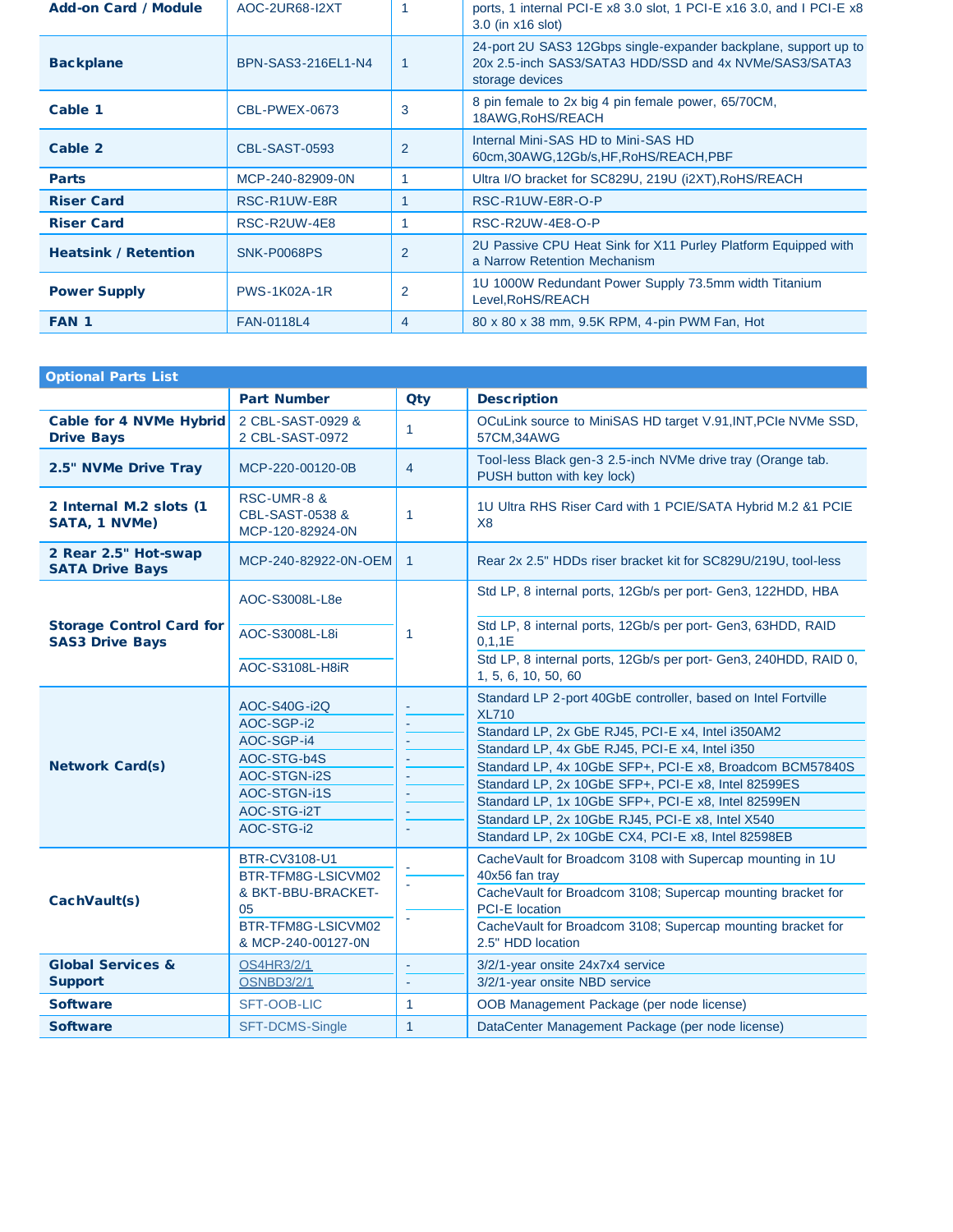| | | | |
|---|---|---|---|
| **Add-on Card / Module** | AOC-2UR68-I2XT | 1 | ports, 1 internal PCI-E x8 3.0 slot, 1 PCI-E x16 3.0, and I PCI-E x8 3.0 (in x16 slot) |
| **Backplane** | BPN-SAS3-216EL1-N4 | 1 | 24-port 2U SAS3 12Gbps single-expander backplane, support up to 20x 2.5-inch SAS3/SATA3 HDD/SSD and 4x NVMe/SAS3/SATA3 storage devices |
| **Cable 1** | CBL-PWEX-0673 | 3 | 8 pin female to 2x big 4 pin female power, 65/70CM, 18AWG,RoHS/REACH |
| **Cable 2** | CBL-SAST-0593 | 2 | Internal Mini-SAS HD to Mini-SAS HD 60cm,30AWG,12Gb/s,HF,RoHS/REACH,PBF |
| **Parts** | MCP-240-82909-0N | 1 | Ultra I/O bracket for SC829U, 219U (i2XT),RoHS/REACH |
| **Riser Card** | RSC-R1UW-E8R | 1 | RSC-R1UW-E8R-O-P |
| **Riser Card** | RSC-R2UW-4E8 | 1 | RSC-R2UW-4E8-O-P |
| **Heatsink / Retention** | SNK-P0068PS | 2 | 2U Passive CPU Heat Sink for X11 Purley Platform Equipped with a Narrow Retention Mechanism |
| **Power Supply** | PWS-1K02A-1R | 2 | 1U 1000W Redundant Power Supply 73.5mm width Titanium Level,RoHS/REACH |
| **FAN 1** | FAN-0118L4 | 4 | 80 x 80 x 38 mm, 9.5K RPM, 4-pin PWM Fan, Hot |

## Optional Parts List

| | **Part Number** | **Qty** | **Description** |
|---|---|---|---|
| **Cable for 4 NVMe Hybrid Drive Bays** | 2 CBL-SAST-0929 & 2 CBL-SAST-0972 | 1 | OCuLink source to MiniSAS HD target V.91,INT,PCIe NVMe SSD, 57CM,34AWG |
| **2.5" NVMe Drive Tray** | MCP-220-00120-0B | 4 | Tool-less Black gen-3 2.5-inch NVMe drive tray (Orange tab. PUSH button with key lock) |
| **2 Internal M.2 slots (1 SATA, 1 NVMe)** | RSC-UMR-8 & CBL-SAST-0538 & MCP-120-82924-0N | 1 | 1U Ultra RHS Riser Card with 1 PCIE/SATA Hybrid M.2 &1 PCIE X8 |
| **2 Rear 2.5" Hot-swap SATA Drive Bays** | MCP-240-82922-0N-OEM | 1 | Rear 2x 2.5" HDDs riser bracket kit for SC829U/219U, tool-less |
| **Storage Control Card for SAS3 Drive Bays** | AOC-S3008L-L8e | 1 | Std LP, 8 internal ports, 12Gb/s per port- Gen3, 122HDD, HBA |
| | AOC-S3008L-L8i | | Std LP, 8 internal ports, 12Gb/s per port- Gen3, 63HDD, RAID 0,1,1E |
| | AOC-S3108L-H8iR | | Std LP, 8 internal ports, 12Gb/s per port- Gen3, 240HDD, RAID 0, 1, 5, 6, 10, 50, 60 |
| **Network Card(s)** | AOC-S40G-i2Q | - | Standard LP 2-port 40GbE controller, based on Intel Fortville XL710 |
| | AOC-SGP-i2 | - | Standard LP, 2x GbE RJ45, PCI-E x4, Intel i350AM2 |
| | AOC-SGP-i4 | - | Standard LP, 4x GbE RJ45, PCI-E x4, Intel i350 |
| | AOC-STG-b4S | - | Standard LP, 4x 10GbE SFP+, PCI-E x8, Broadcom BCM57840S |
| | AOC-STGN-i2S | - | Standard LP, 2x 10GbE SFP+, PCI-E x8, Intel 82599ES |
| | AOC-STGN-i1S | - | Standard LP, 1x 10GbE SFP+, PCI-E x8, Intel 82599EN |
| | AOC-STG-i2T | - | Standard LP, 2x 10GbE RJ45, PCI-E x8, Intel X540 |
| | AOC-STG-i2 | - | Standard LP, 2x 10GbE CX4, PCI-E x8, Intel 82598EB |
| **CachVault(s)** | BTR-CV3108-U1 | - | CacheVault for Broadcom 3108 with Supercap mounting in 1U 40x56 fan tray |
| | BTR-TFM8G-LSICVM02 & BKT-BBU-BRACKET-05 | - | CacheVault for Broadcom 3108; Supercap mounting bracket for PCI-E location |
| | BTR-TFM8G-LSICVM02 & MCP-240-00127-0N | - | CacheVault for Broadcom 3108; Supercap mounting bracket for 2.5" HDD location |
| **Global Services & Support** | OS4HR3/2/1 | - | 3/2/1-year onsite 24x7x4 service |
| | OSNBD3/2/1 | - | 3/2/1-year onsite NBD service |
| **Software** | SFT-OOB-LIC | 1 | OOB Management Package (per node license) |
| **Software** | SFT-DCMS-Single | 1 | DataCenter Management Package (per node license) |